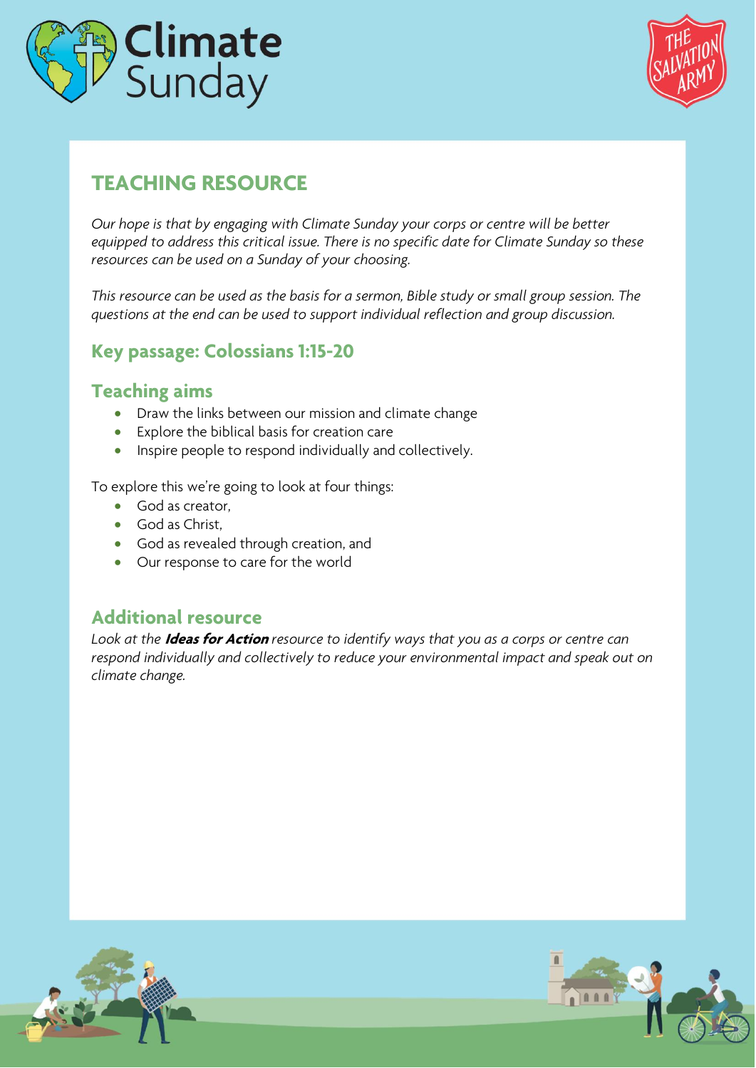# TEACHING RESOURCE

*Our hope is that by engaging with Climate Sunday your corps or centre will be better equipped to address this critical issue. There is no specific date for Climate Sunday so these resources can be used on a Sunday of your choosing.*

*This resource can be used as the basis for a sermon, Bible study or small group session. The questions at the end can be used to support individual reflection and group discussion.*

## Key passage: Colossians 1:15-20

## Teaching aims

- Draw the links between our mission and climate change
- Explore the biblical basis for creation care
- Inspire people to respond individually and collectively.

To explore this we're going to look at four things:

- God as creator,
- God as Christ,
- God as revealed through creation, and
- Our response to care for the world

## Additional resource

*Look at the* ***Ideas for Action*** *resource to identify ways that you as a corps or centre can respond individually and collectively to reduce your environmental impact and speak out on climate change.*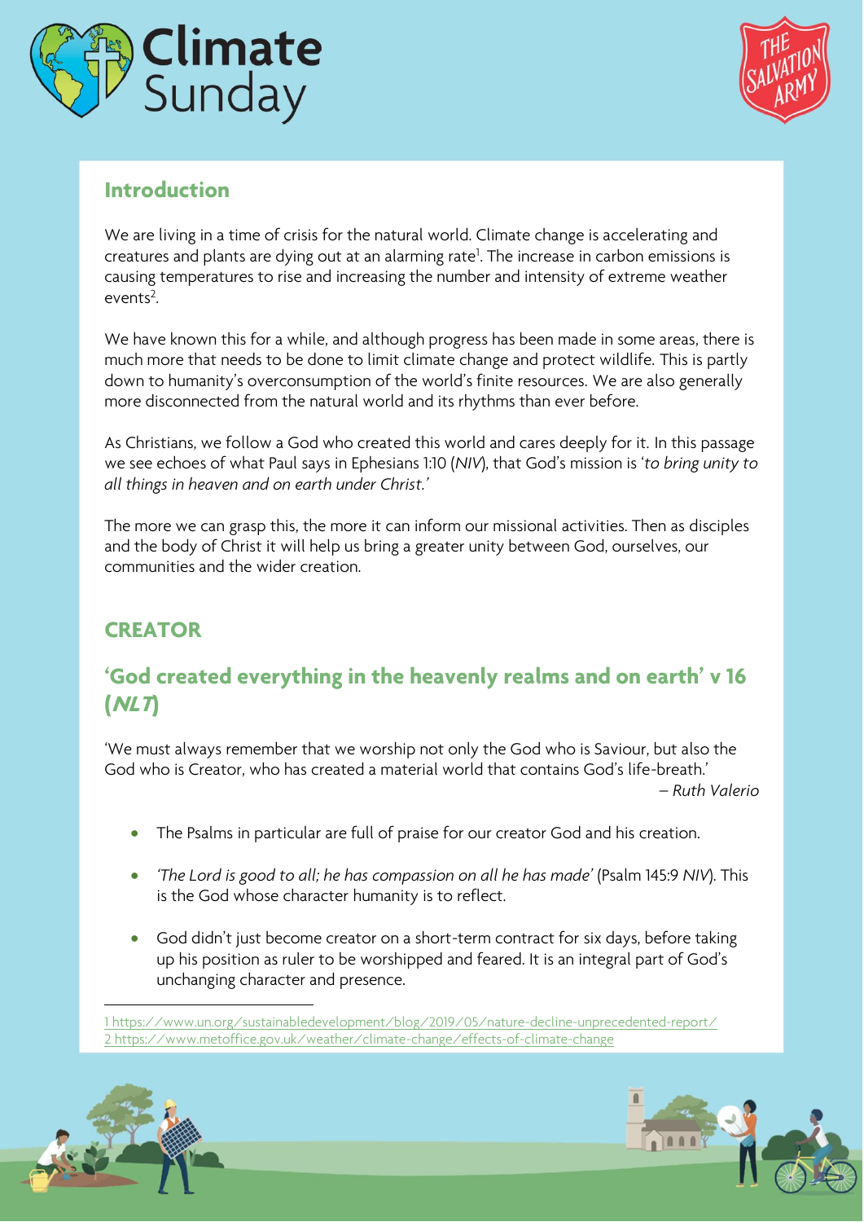## Introduction

We are living in a time of crisis for the natural world. Climate change is accelerating and creatures and plants are dying out at an alarming rate[1]. The increase in carbon emissions is causing temperatures to rise and increasing the number and intensity of extreme weather events[2].

We have known this for a while, and although progress has been made in some areas, there is much more that needs to be done to limit climate change and protect wildlife. This is partly down to humanity's overconsumption of the world's finite resources. We are also generally more disconnected from the natural world and its rhythms than ever before.

As Christians, we follow a God who created this world and cares deeply for it. In this passage we see echoes of what Paul says in Ephesians 1:10 (*NIV*), that God's mission is '*to bring unity to all things in heaven and on earth under Christ.*'

The more we can grasp this, the more it can inform our missional activities. Then as disciples and the body of Christ it will help us bring a greater unity between God, ourselves, our communities and the wider creation.

## CREATOR

## 'God created everything in the heavenly realms and on earth' v 16 (*NLT*)

'We must always remember that we worship not only the God who is Saviour, but also the God who is Creator, who has created a material world that contains God's life-breath.'

*– Ruth Valerio*

- The Psalms in particular are full of praise for our creator God and his creation.
- *'The Lord is good to all; he has compassion on all he has made'* (Psalm 145:9 *NIV*). This is the God whose character humanity is to reflect.
- God didn't just become creator on a short-term contract for six days, before taking up his position as ruler to be worshipped and feared. It is an integral part of God's unchanging character and presence.

1 https://www.un.org/sustainabledevelopment/blog/2019/05/nature-decline-unprecedented-report/
2 https://www.metoffice.gov.uk/weather/climate-change/effects-of-climate-change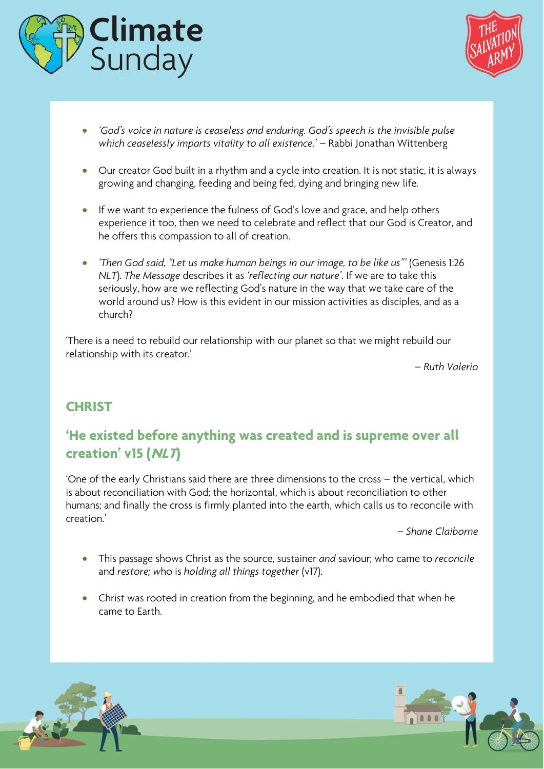- *'God's voice in nature is ceaseless and enduring. God's speech is the invisible pulse which ceaselessly imparts vitality to all existence.'* – Rabbi Jonathan Wittenberg

- Our creator God built in a rhythm and a cycle into creation. It is not static, it is always growing and changing, feeding and being fed, dying and bringing new life.

- If we want to experience the fulness of God's love and grace, and help others experience it too, then we need to celebrate and reflect that our God is Creator, and he offers this compassion to all of creation.

- *'Then God said, "Let us make human beings in our image, to be like us"'* (Genesis 1:26 *NLT*). *The Message* describes it as *'reflecting our nature'*. If we are to take this seriously, how are we reflecting God's nature in the way that we take care of the world around us? How is this evident in our mission activities as disciples, and as a church?

'There is a need to rebuild our relationship with our planet so that we might rebuild our relationship with its creator.'

*– Ruth Valerio*

## CHRIST

### 'He existed before anything was created and is supreme over all creation' v15 (*NLT*)

'One of the early Christians said there are three dimensions to the cross – the vertical, which is about reconciliation with God; the horizontal, which is about reconciliation to other humans; and finally the cross is firmly planted into the earth, which calls us to reconcile with creation.'

*– Shane Claiborne*

- This passage shows Christ as the source, sustainer *and* saviour; who came to *reconcile* and *restore;* who is *holding all things together* (v17).

- Christ was rooted in creation from the beginning, and he embodied that when he came to Earth.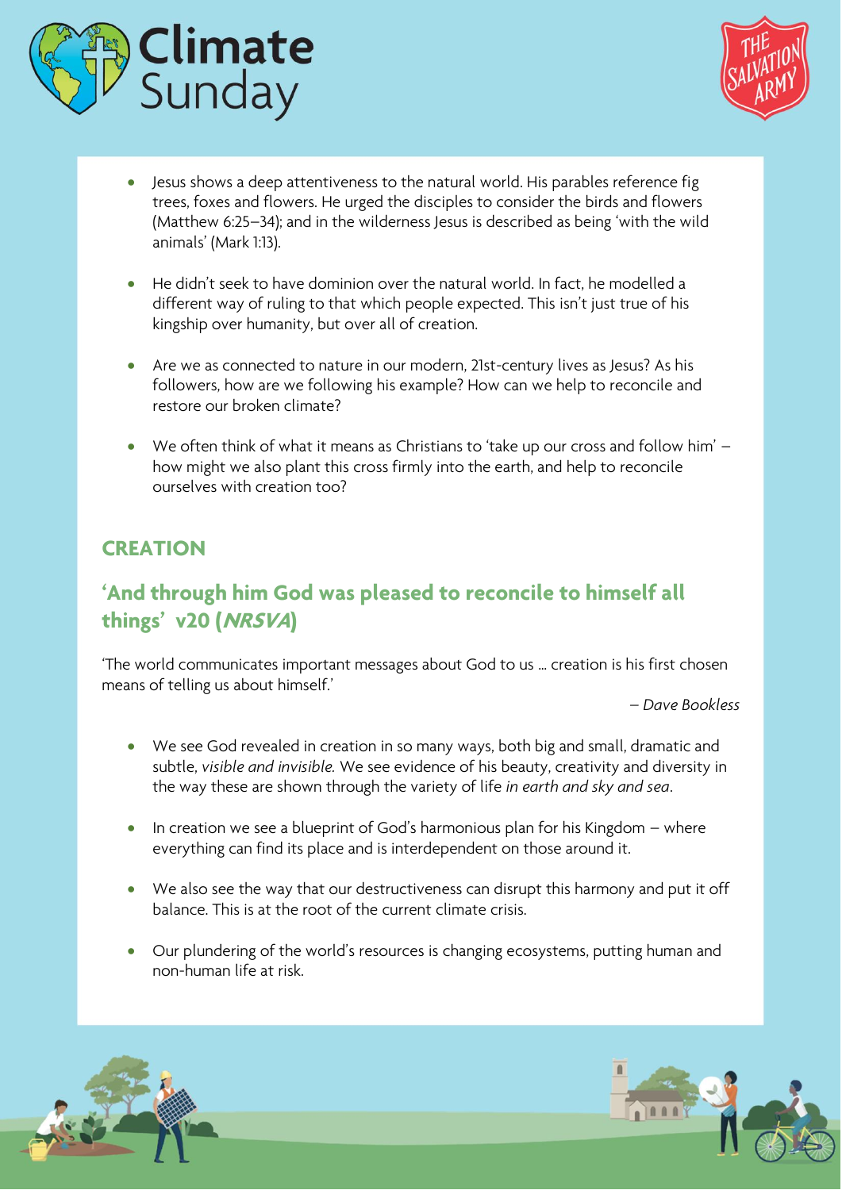- Jesus shows a deep attentiveness to the natural world. His parables reference fig trees, foxes and flowers. He urged the disciples to consider the birds and flowers (Matthew 6:25–34); and in the wilderness Jesus is described as being 'with the wild animals' (Mark 1:13).

- He didn't seek to have dominion over the natural world. In fact, he modelled a different way of ruling to that which people expected. This isn't just true of his kingship over humanity, but over all of creation.

- Are we as connected to nature in our modern, 21st-century lives as Jesus? As his followers, how are we following his example? How can we help to reconcile and restore our broken climate?

- We often think of what it means as Christians to 'take up our cross and follow him' – how might we also plant this cross firmly into the earth, and help to reconcile ourselves with creation too?

## CREATION

### 'And through him God was pleased to reconcile to himself all things' v20 (*NRSVA*)

'The world communicates important messages about God to us … creation is his first chosen means of telling us about himself.'

*– Dave Bookless*

- We see God revealed in creation in so many ways, both big and small, dramatic and subtle, *visible and invisible.* We see evidence of his beauty, creativity and diversity in the way these are shown through the variety of life *in earth and sky and sea*.

- In creation we see a blueprint of God's harmonious plan for his Kingdom – where everything can find its place and is interdependent on those around it.

- We also see the way that our destructiveness can disrupt this harmony and put it off balance. This is at the root of the current climate crisis.

- Our plundering of the world's resources is changing ecosystems, putting human and non-human life at risk.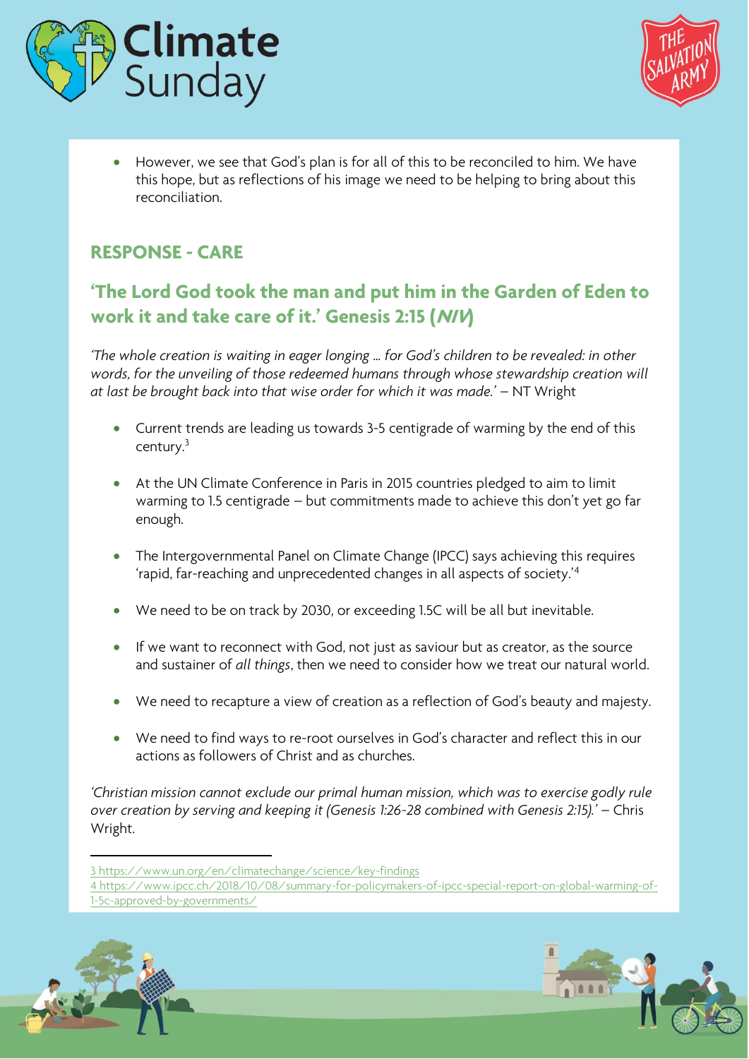- However, we see that God's plan is for all of this to be reconciled to him. We have this hope, but as reflections of his image we need to be helping to bring about this reconciliation.

## RESPONSE - CARE

### 'The Lord God took the man and put him in the Garden of Eden to work it and take care of it.' Genesis 2:15 (*NIV*)

*'The whole creation is waiting in eager longing … for God's children to be revealed: in other words, for the unveiling of those redeemed humans through whose stewardship creation will at last be brought back into that wise order for which it was made.'* – NT Wright

- Current trends are leading us towards 3-5 centigrade of warming by the end of this century.[3]
- At the UN Climate Conference in Paris in 2015 countries pledged to aim to limit warming to 1.5 centigrade – but commitments made to achieve this don't yet go far enough.
- The Intergovernmental Panel on Climate Change (IPCC) says achieving this requires 'rapid, far-reaching and unprecedented changes in all aspects of society.'[4]
- We need to be on track by 2030, or exceeding 1.5C will be all but inevitable.
- If we want to reconnect with God, not just as saviour but as creator, as the source and sustainer of *all things*, then we need to consider how we treat our natural world.
- We need to recapture a view of creation as a reflection of God's beauty and majesty.
- We need to find ways to re-root ourselves in God's character and reflect this in our actions as followers of Christ and as churches.

*'Christian mission cannot exclude our primal human mission, which was to exercise godly rule over creation by serving and keeping it (Genesis 1:26-28 combined with Genesis 2:15).'* – Chris Wright.

---

3 https://www.un.org/en/climatechange/science/key-findings
4 https://www.ipcc.ch/2018/10/08/summary-for-policymakers-of-ipcc-special-report-on-global-warming-of-1-5c-approved-by-governments/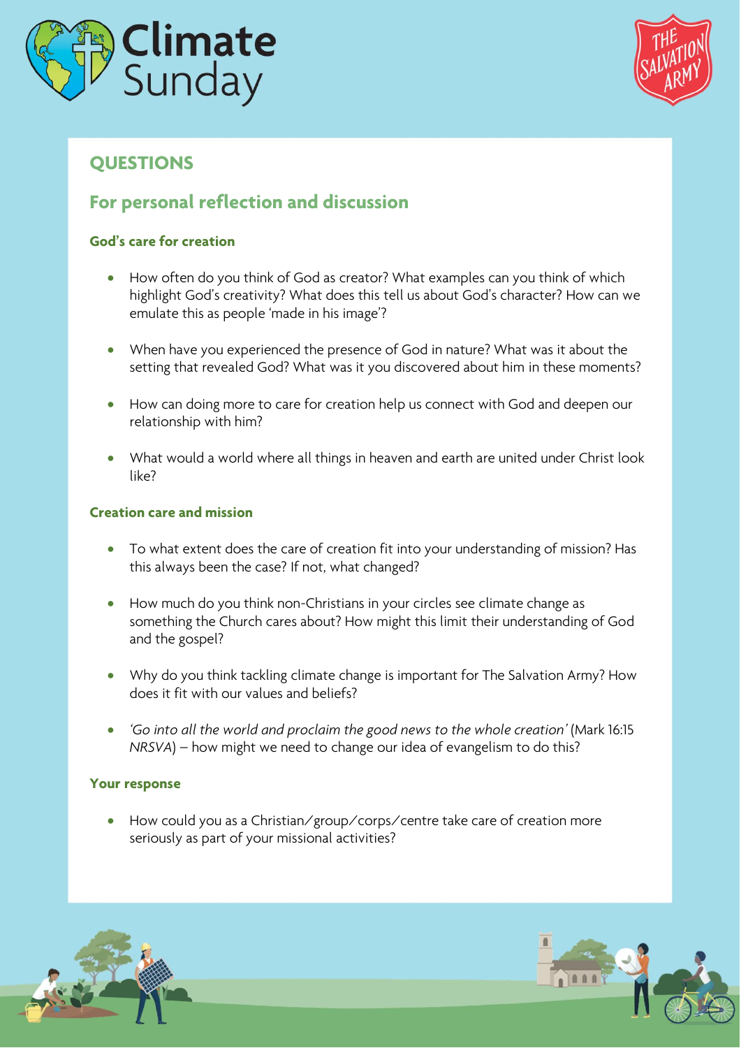## QUESTIONS

### For personal reflection and discussion

#### God's care for creation

- How often do you think of God as creator? What examples can you think of which highlight God's creativity? What does this tell us about God's character? How can we emulate this as people 'made in his image'?
- When have you experienced the presence of God in nature? What was it about the setting that revealed God? What was it you discovered about him in these moments?
- How can doing more to care for creation help us connect with God and deepen our relationship with him?
- What would a world where all things in heaven and earth are united under Christ look like?

#### Creation care and mission

- To what extent does the care of creation fit into your understanding of mission? Has this always been the case? If not, what changed?
- How much do you think non-Christians in your circles see climate change as something the Church cares about? How might this limit their understanding of God and the gospel?
- Why do you think tackling climate change is important for The Salvation Army? How does it fit with our values and beliefs?
- *'Go into all the world and proclaim the good news to the whole creation'* (Mark 16:15 *NRSVA*) – how might we need to change our idea of evangelism to do this?

#### Your response

- How could you as a Christian/group/corps/centre take care of creation more seriously as part of your missional activities?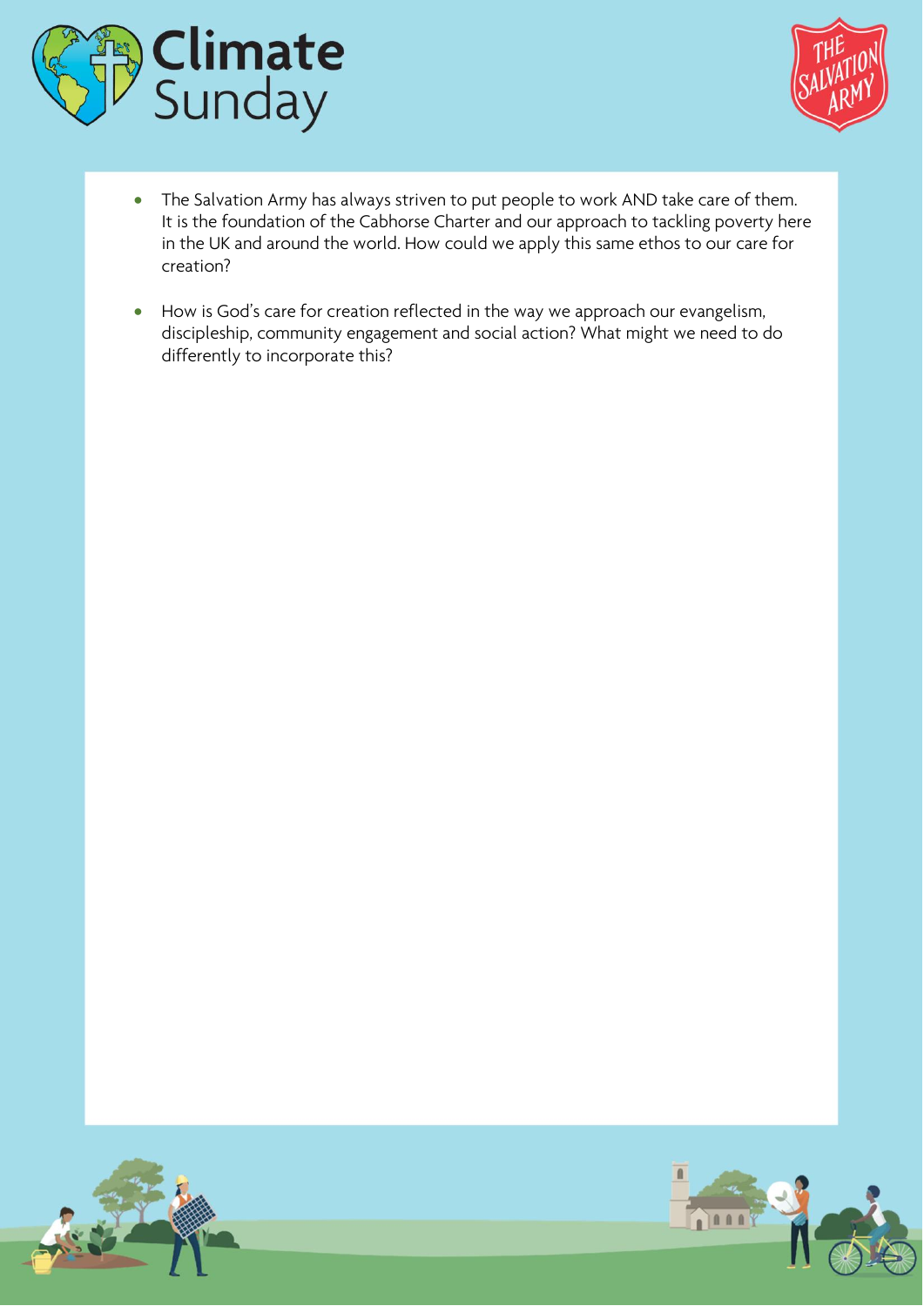- The Salvation Army has always striven to put people to work AND take care of them. It is the foundation of the Cabhorse Charter and our approach to tackling poverty here in the UK and around the world. How could we apply this same ethos to our care for creation?

- How is God's care for creation reflected in the way we approach our evangelism, discipleship, community engagement and social action? What might we need to do differently to incorporate this?